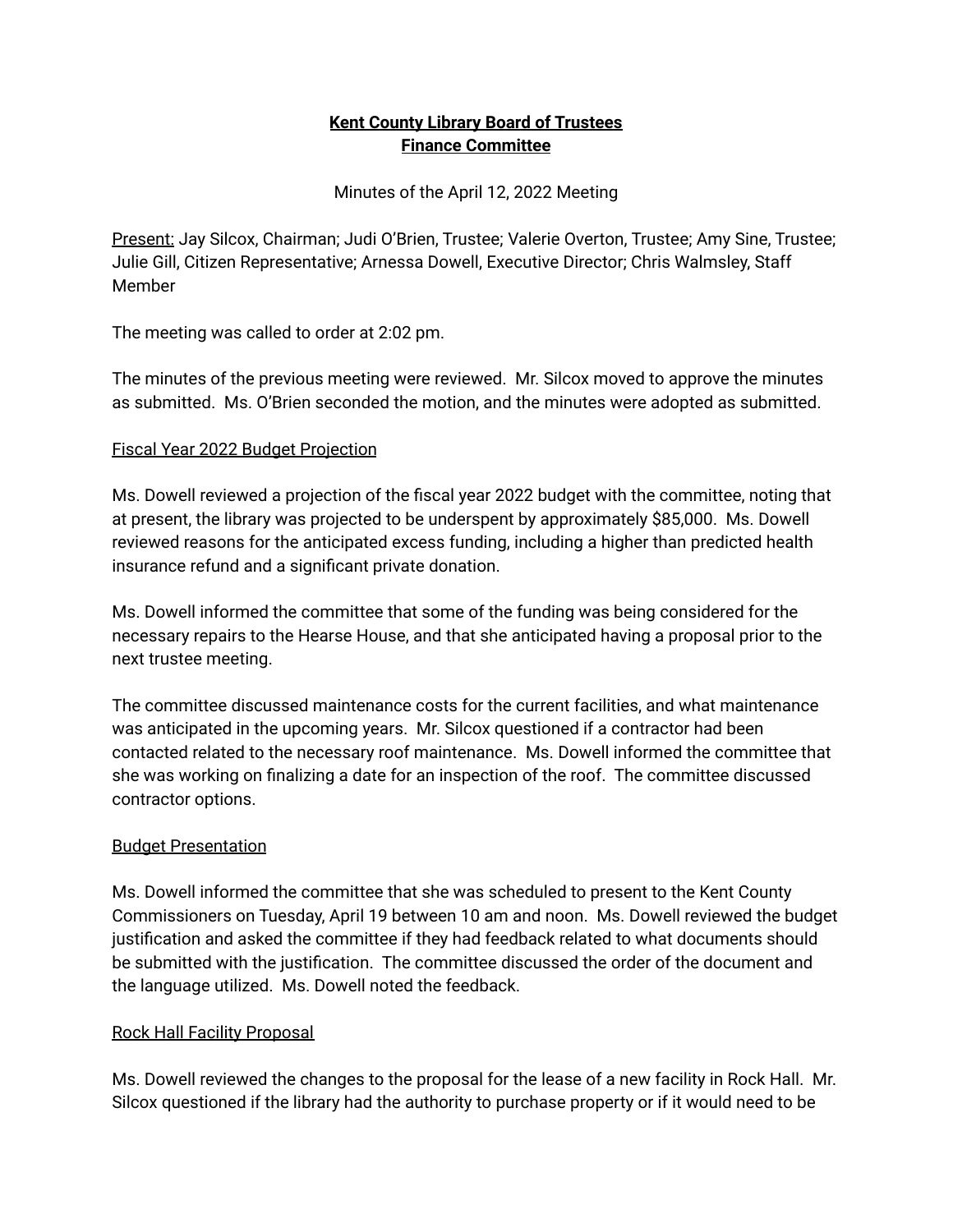# **Kent County Library Board of Trustees**
# **Finance Committee**

Minutes of the April 12, 2022 Meeting

Present: Jay Silcox, Chairman; Judi O'Brien, Trustee; Valerie Overton, Trustee; Amy Sine, Trustee; Julie Gill, Citizen Representative; Arnessa Dowell, Executive Director; Chris Walmsley, Staff Member

The meeting was called to order at 2:02 pm.

The minutes of the previous meeting were reviewed. Mr. Silcox moved to approve the minutes as submitted. Ms. O'Brien seconded the motion, and the minutes were adopted as submitted.

## Fiscal Year 2022 Budget Projection

Ms. Dowell reviewed a projection of the fiscal year 2022 budget with the committee, noting that at present, the library was projected to be underspent by approximately $85,000. Ms. Dowell reviewed reasons for the anticipated excess funding, including a higher than predicted health insurance refund and a significant private donation.

Ms. Dowell informed the committee that some of the funding was being considered for the necessary repairs to the Hearse House, and that she anticipated having a proposal prior to the next trustee meeting.

The committee discussed maintenance costs for the current facilities, and what maintenance was anticipated in the upcoming years. Mr. Silcox questioned if a contractor had been contacted related to the necessary roof maintenance. Ms. Dowell informed the committee that she was working on finalizing a date for an inspection of the roof. The committee discussed contractor options.

## Budget Presentation

Ms. Dowell informed the committee that she was scheduled to present to the Kent County Commissioners on Tuesday, April 19 between 10 am and noon. Ms. Dowell reviewed the budget justification and asked the committee if they had feedback related to what documents should be submitted with the justification. The committee discussed the order of the document and the language utilized. Ms. Dowell noted the feedback.

## Rock Hall Facility Proposal

Ms. Dowell reviewed the changes to the proposal for the lease of a new facility in Rock Hall. Mr. Silcox questioned if the library had the authority to purchase property or if it would need to be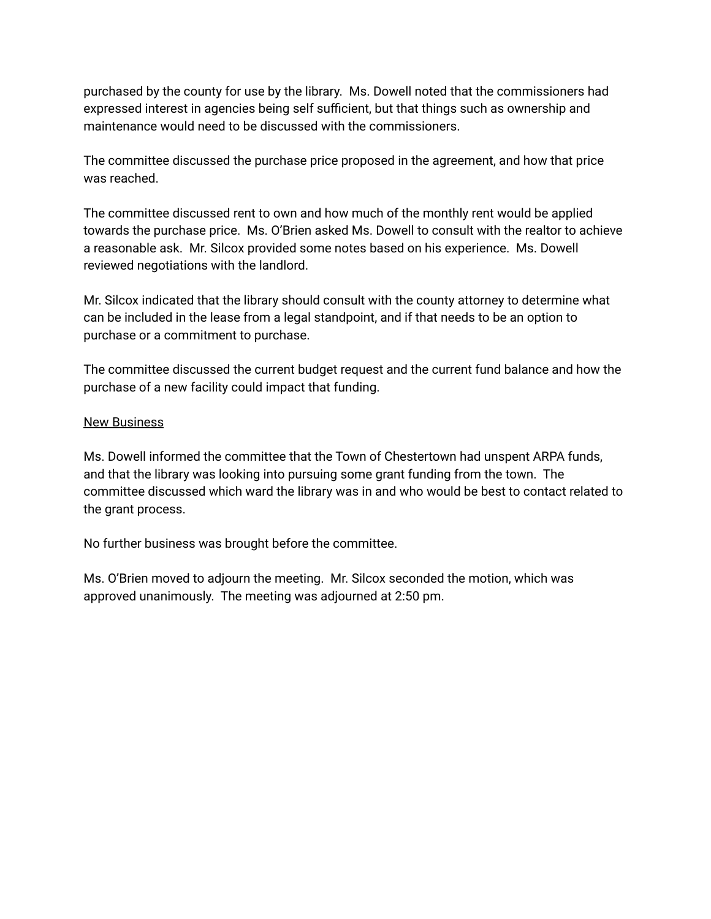purchased by the county for use by the library. Ms. Dowell noted that the commissioners had expressed interest in agencies being self sufficient, but that things such as ownership and maintenance would need to be discussed with the commissioners.

The committee discussed the purchase price proposed in the agreement, and how that price was reached.

The committee discussed rent to own and how much of the monthly rent would be applied towards the purchase price. Ms. O'Brien asked Ms. Dowell to consult with the realtor to achieve a reasonable ask. Mr. Silcox provided some notes based on his experience. Ms. Dowell reviewed negotiations with the landlord.

Mr. Silcox indicated that the library should consult with the county attorney to determine what can be included in the lease from a legal standpoint, and if that needs to be an option to purchase or a commitment to purchase.

The committee discussed the current budget request and the current fund balance and how the purchase of a new facility could impact that funding.

<u>New Business</u>

Ms. Dowell informed the committee that the Town of Chestertown had unspent ARPA funds, and that the library was looking into pursuing some grant funding from the town. The committee discussed which ward the library was in and who would be best to contact related to the grant process.

No further business was brought before the committee.

Ms. O'Brien moved to adjourn the meeting. Mr. Silcox seconded the motion, which was approved unanimously. The meeting was adjourned at 2:50 pm.